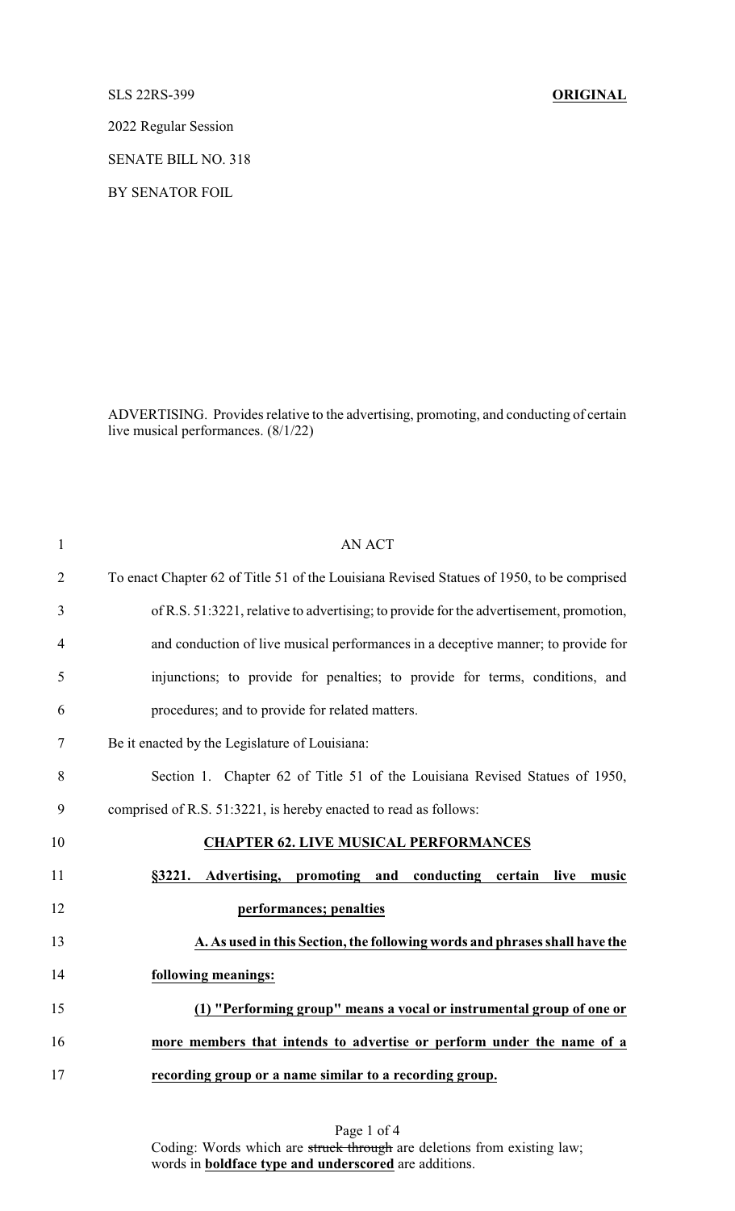SLS 22RS-399 **ORIGINAL**

2022 Regular Session

SENATE BILL NO. 318

BY SENATOR FOIL

ADVERTISING. Provides relative to the advertising, promoting, and conducting of certain live musical performances. (8/1/22)

AN ACT

To enact Chapter 62 of Title 51 of the Louisiana Revised Statues of 1950, to be comprised of R.S. 51:3221, relative to advertising; to provide for the advertisement, promotion, and conduction of live musical performances in a deceptive manner; to provide for injunctions; to provide for penalties; to provide for terms, conditions, and procedures; and to provide for related matters.

Be it enacted by the Legislature of Louisiana:

Section 1. Chapter 62 of Title 51 of the Louisiana Revised Statues of 1950, comprised of R.S. 51:3221, is hereby enacted to read as follows:

**CHAPTER 62. LIVE MUSICAL PERFORMANCES**

**§3221. Advertising, promoting and conducting certain live music performances; penalties**

**A. As used in this Section, the following words and phrases shall have the following meanings:**

**(1) "Performing group" means a vocal or instrumental group of one or more members that intends to advertise or perform under the name of a recording group or a name similar to a recording group.**

Coding: Words which are ~~struck through~~ are deletions from existing law; words in **boldface type and underscored** are additions.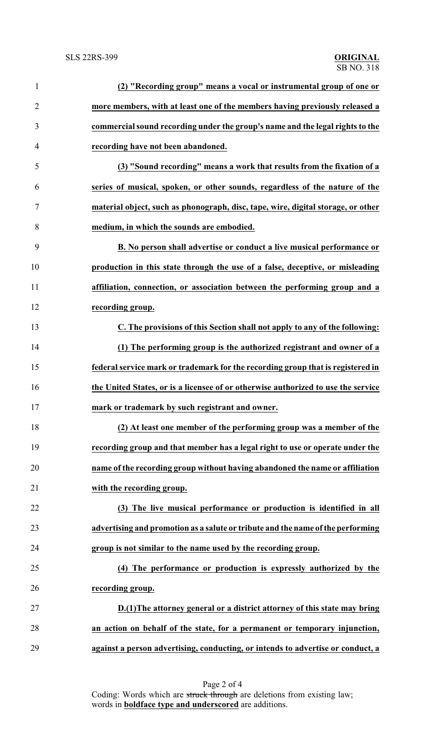**(2) "Recording group" means a vocal or instrumental group of one or more members, with at least one of the members having previously released a commercial sound recording under the group's name and the legal rights to the recording have not been abandoned.**

**(3) "Sound recording" means a work that results from the fixation of a series of musical, spoken, or other sounds, regardless of the nature of the material object, such as phonograph, disc, tape, wire, digital storage, or other medium, in which the sounds are embodied.**

**B. No person shall advertise or conduct a live musical performance or production in this state through the use of a false, deceptive, or misleading affiliation, connection, or association between the performing group and a recording group.**

**C. The provisions of this Section shall not apply to any of the following:**

**(1) The performing group is the authorized registrant and owner of a federal service mark or trademark for the recording group that is registered in the United States, or is a licensee of or otherwise authorized to use the service mark or trademark by such registrant and owner.**

**(2) At least one member of the performing group was a member of the recording group and that member has a legal right to use or operate under the name of the recording group without having abandoned the name or affiliation with the recording group.**

**(3) The live musical performance or production is identified in all advertising and promotion as a salute or tribute and the name of the performing group is not similar to the name used by the recording group.**

**(4) The performance or production is expressly authorized by the recording group.**

**D.(1)The attorney general or a district attorney of this state may bring an action on behalf of the state, for a permanent or temporary injunction, against a person advertising, conducting, or intends to advertise or conduct, a**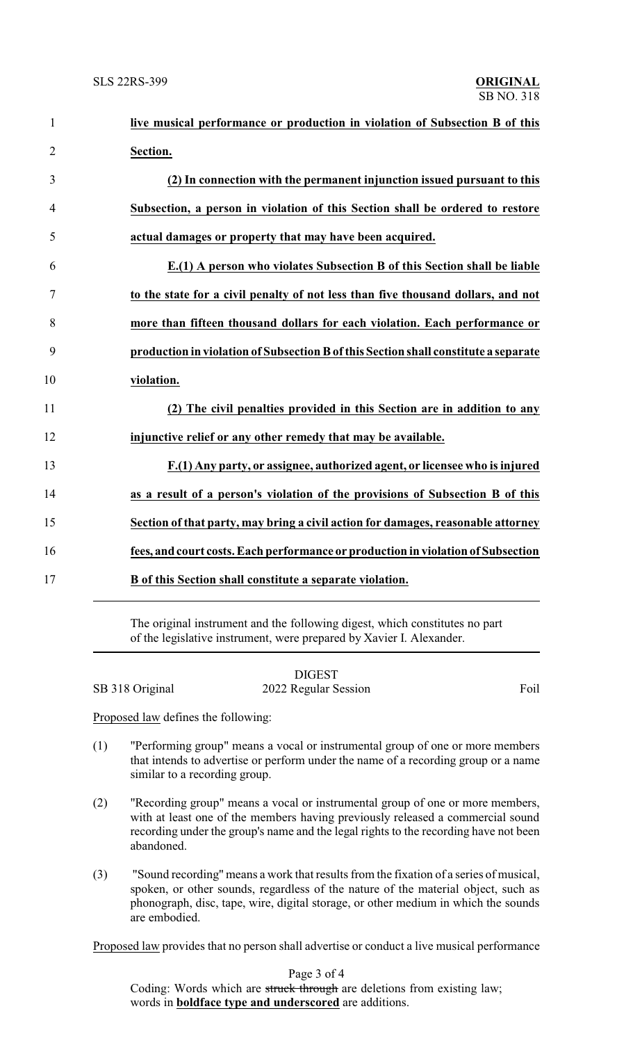**live musical performance or production in violation of Subsection B of this Section.**

**(2) In connection with the permanent injunction issued pursuant to this Subsection, a person in violation of this Section shall be ordered to restore actual damages or property that may have been acquired.**

**E.(1) A person who violates Subsection B of this Section shall be liable to the state for a civil penalty of not less than five thousand dollars, and not more than fifteen thousand dollars for each violation. Each performance or production in violation of Subsection B of this Section shall constitute a separate violation.**

**(2) The civil penalties provided in this Section are in addition to any injunctive relief or any other remedy that may be available.**

**F.(1) Any party, or assignee, authorized agent, or licensee who is injured as a result of a person's violation of the provisions of Subsection B of this Section of that party, may bring a civil action for damages, reasonable attorney fees, and court costs. Each performance or production in violation of Subsection B of this Section shall constitute a separate violation.**

---

The original instrument and the following digest, which constitutes no part of the legislative instrument, were prepared by Xavier I. Alexander.

---

DIGEST

SB 318 Original | 2022 Regular Session | Foil

Proposed law defines the following:

(1) "Performing group" means a vocal or instrumental group of one or more members that intends to advertise or perform under the name of a recording group or a name similar to a recording group.

(2) "Recording group" means a vocal or instrumental group of one or more members, with at least one of the members having previously released a commercial sound recording under the group's name and the legal rights to the recording have not been abandoned.

(3) "Sound recording" means a work that results from the fixation of a series of musical, spoken, or other sounds, regardless of the nature of the material object, such as phonograph, disc, tape, wire, digital storage, or other medium in which the sounds are embodied.

Proposed law provides that no person shall advertise or conduct a live musical performance

Coding: Words which are ~~struck through~~ are deletions from existing law; words in **boldface type and underscored** are additions.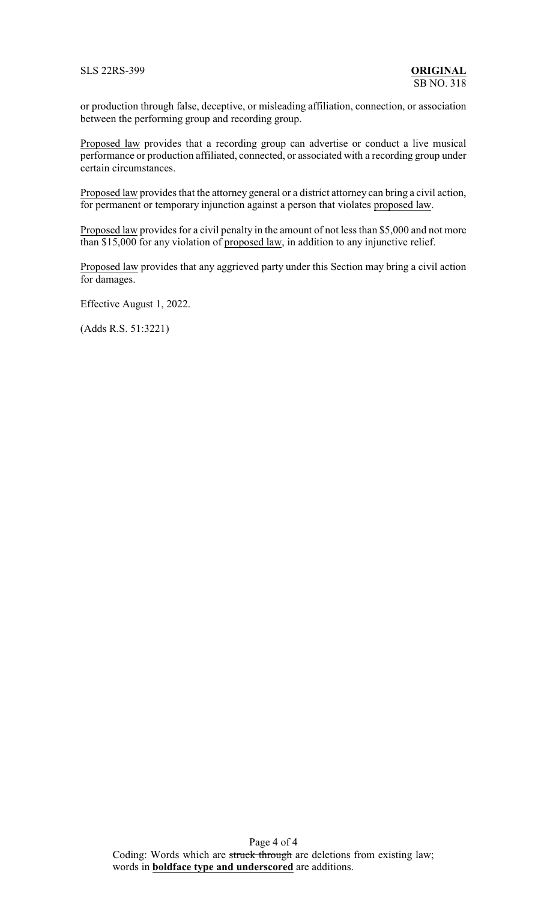or production through false, deceptive, or misleading affiliation, connection, or association between the performing group and recording group.

Proposed law provides that a recording group can advertise or conduct a live musical performance or production affiliated, connected, or associated with a recording group under certain circumstances.

Proposed law provides that the attorney general or a district attorney can bring a civil action, for permanent or temporary injunction against a person that violates proposed law.

Proposed law provides for a civil penalty in the amount of not less than $5,000 and not more than $15,000 for any violation of proposed law, in addition to any injunctive relief.

Proposed law provides that any aggrieved party under this Section may bring a civil action for damages.

Effective August 1, 2022.

(Adds R.S. 51:3221)